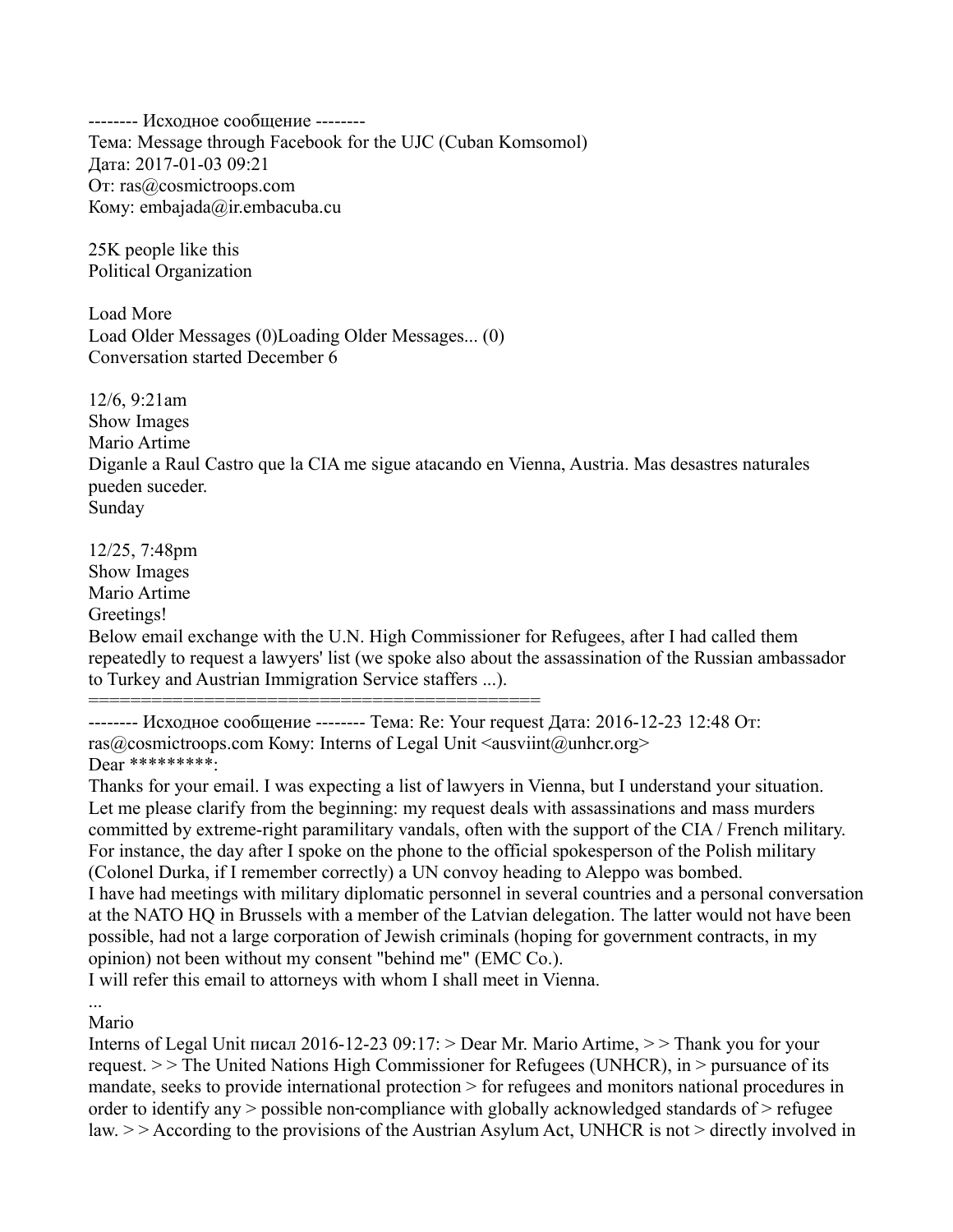-------- Исходное сообщение --------
Тема: Message through Facebook for the UJC (Cuban Komsomol)
Дата: 2017-01-03 09:21
От: ras@cosmictroops.com
Кому: embajada@ir.embacuba.cu

25K people like this
Political Organization

Load More
Load Older Messages (0)Loading Older Messages... (0)
Conversation started December 6

12/6, 9:21am
Show Images
Mario Artime
Diganle a Raul Castro que la CIA me sigue atacando en Vienna, Austria. Mas desastres naturales pueden suceder.
Sunday

12/25, 7:48pm
Show Images
Mario Artime
Greetings!
Below email exchange with the U.N. High Commissioner for Refugees, after I had called them repeatedly to request a lawyers' list (we spoke also about the assassination of the Russian ambassador to Turkey and Austrian Immigration Service staffers ...).
==========================================

-------- Исходное сообщение -------- Тема: Re: Your request Дата: 2016-12-23 12:48 От: ras@cosmictroops.com Кому: Interns of Legal Unit <ausviint@unhcr.org>
Dear *********:
Thanks for your email. I was expecting a list of lawyers in Vienna, but I understand your situation.
Let me please clarify from the beginning: my request deals with assassinations and mass murders committed by extreme-right paramilitary vandals, often with the support of the CIA / French military.
For instance, the day after I spoke on the phone to the official spokesperson of the Polish military (Colonel Durka, if I remember correctly) a UN convoy heading to Aleppo was bombed.
I have had meetings with military diplomatic personnel in several countries and a personal conversation at the NATO HQ in Brussels with a member of the Latvian delegation. The latter would not have been possible, had not a large corporation of Jewish criminals (hoping for government contracts, in my opinion) not been without my consent "behind me" (EMC Co.).
I will refer this email to attorneys with whom I shall meet in Vienna.
...
Mario
Interns of Legal Unit писал 2016-12-23 09:17: > Dear Mr. Mario Artime, > > Thank you for your request. > > The United Nations High Commissioner for Refugees (UNHCR), in > pursuance of its mandate, seeks to provide international protection > for refugees and monitors national procedures in order to identify any > possible non-compliance with globally acknowledged standards of > refugee law. > > According to the provisions of the Austrian Asylum Act, UNHCR is not > directly involved in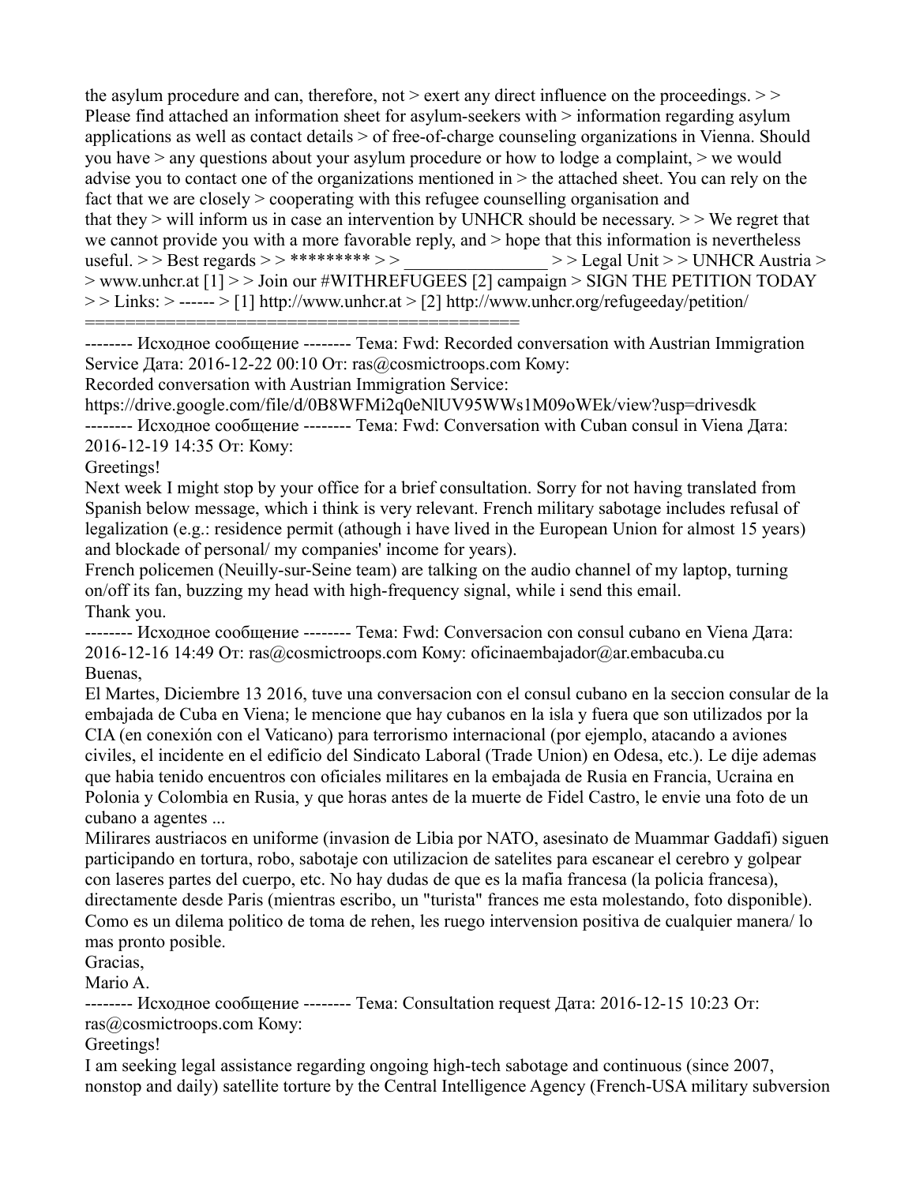the asylum procedure and can, therefore, not > exert any direct influence on the proceedings. > > Please find attached an information sheet for asylum-seekers with > information regarding asylum applications as well as contact details > of free-of-charge counseling organizations in Vienna. Should you have > any questions about your asylum procedure or how to lodge a complaint, > we would advise you to contact one of the organizations mentioned in > the attached sheet. You can rely on the fact that we are closely > cooperating with this refugee counselling organisation and that they > will inform us in case an intervention by UNHCR should be necessary. > > We regret that we cannot provide you with a more favorable reply, and > hope that this information is nevertheless useful. > > Best regards > > ********* > > ________________ > > Legal Unit > > UNHCR Austria > > www.unhcr.at [1] > > Join our #WITHREFUGEES [2] campaign > SIGN THE PETITION TODAY > > Links: > ------ > [1] http://www.unhcr.at > [2] http://www.unhcr.org/refugeeday/petition/
==========================================

-------- Исходное сообщение -------- Тема: Fwd: Recorded conversation with Austrian Immigration Service Дата: 2016-12-22 00:10 От: ras@cosmictroops.com Кому:
Recorded conversation with Austrian Immigration Service:
https://drive.google.com/file/d/0B8WFMi2q0eNlUV95WWs1M09oWEk/view?usp=drivesdk
-------- Исходное сообщение -------- Тема: Fwd: Conversation with Cuban consul in Viena Дата: 2016-12-19 14:35 От: Кому:
Greetings!
Next week I might stop by your office for a brief consultation. Sorry for not having translated from Spanish below message, which i think is very relevant. French military sabotage includes refusal of legalization (e.g.: residence permit (athough i have lived in the European Union for almost 15 years) and blockade of personal/ my companies' income for years).
French policemen (Neuilly-sur-Seine team) are talking on the audio channel of my laptop, turning on/off its fan, buzzing my head with high-frequency signal, while i send this email.
Thank you.
-------- Исходное сообщение -------- Тема: Fwd: Conversacion con consul cubano en Viena Дата: 2016-12-16 14:49 От: ras@cosmictroops.com Кому: oficinaembajador@ar.embacuba.cu
Buenas,
El Martes, Diciembre 13 2016, tuve una conversacion con el consul cubano en la seccion consular de la embajada de Cuba en Viena; le mencione que hay cubanos en la isla y fuera que son utilizados por la CIA (en conexión con el Vaticano) para terrorismo internacional (por ejemplo, atacando a aviones civiles, el incidente en el edificio del Sindicato Laboral (Trade Union) en Odesa, etc.). Le dije ademas que habia tenido encuentros con oficiales militares en la embajada de Rusia en Francia, Ucraina en Polonia y Colombia en Rusia, y que horas antes de la muerte de Fidel Castro, le envie una foto de un cubano a agentes ...
Milirares austriacos en uniforme (invasion de Libia por NATO, asesinato de Muammar Gaddafi) siguen participando en tortura, robo, sabotaje con utilizacion de satelites para escanear el cerebro y golpear con laseres partes del cuerpo, etc. No hay dudas de que es la mafia francesa (la policia francesa), directamente desde Paris (mientras escribo, un "turista" frances me esta molestando, foto disponible). Como es un dilema politico de toma de rehenes, les ruego intervension positiva de cualquier manera/ lo mas pronto posible.
Gracias,
Mario A.
-------- Исходное сообщение -------- Тема: Consultation request Дата: 2016-12-15 10:23 От: ras@cosmictroops.com Кому:
Greetings!
I am seeking legal assistance regarding ongoing high-tech sabotage and continuous (since 2007, nonstop and daily) satellite torture by the Central Intelligence Agency (French-USA military subversion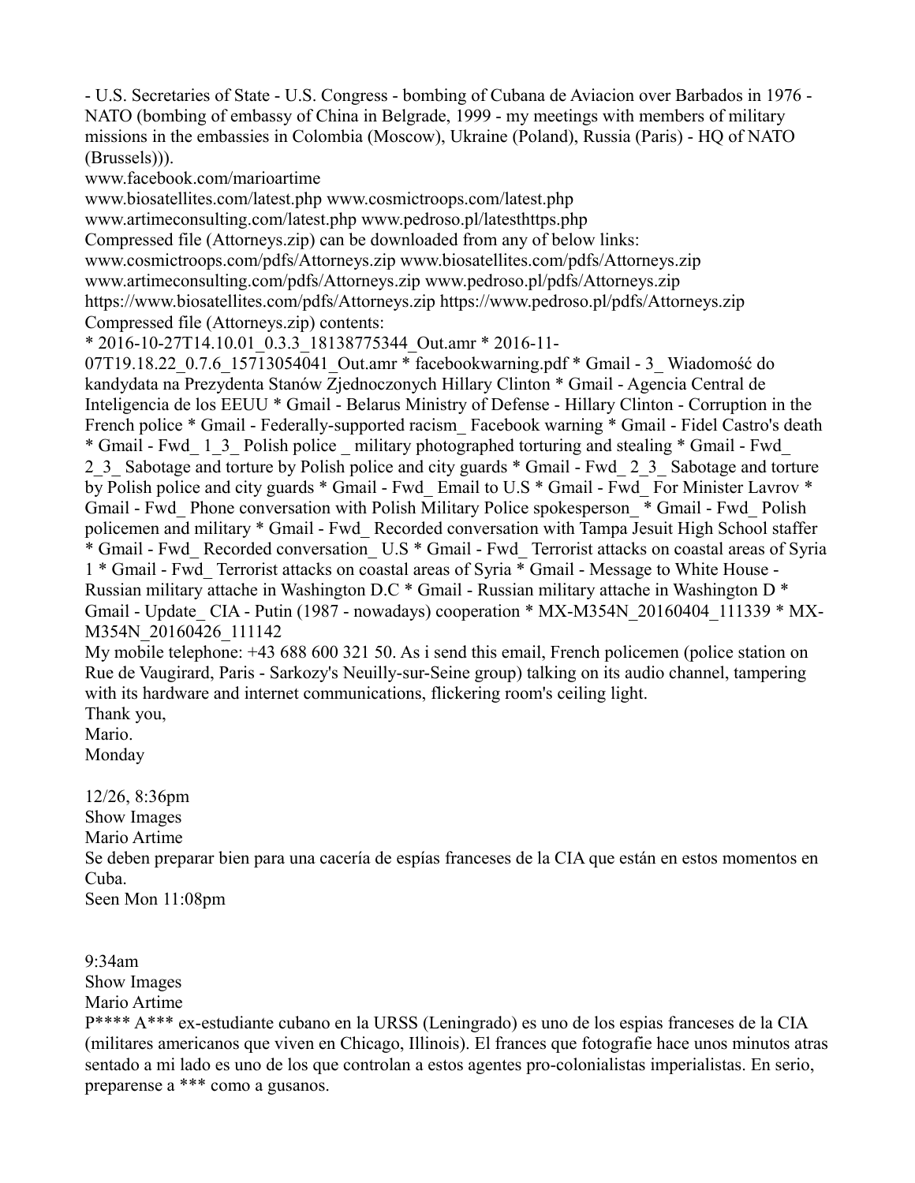- U.S. Secretaries of State - U.S. Congress - bombing of Cubana de Aviacion over Barbados in 1976 - NATO (bombing of embassy of China in Belgrade, 1999 - my meetings with members of military missions in the embassies in Colombia (Moscow), Ukraine (Poland), Russia (Paris) - HQ of NATO (Brussels))).

www.facebook.com/marioartime

www.biosatellites.com/latest.php www.cosmictroops.com/latest.php

www.artimeconsulting.com/latest.php www.pedroso.pl/latesthttps.php

Compressed file (Attorneys.zip) can be downloaded from any of below links:

www.cosmictroops.com/pdfs/Attorneys.zip www.biosatellites.com/pdfs/Attorneys.zip

www.artimeconsulting.com/pdfs/Attorneys.zip www.pedroso.pl/pdfs/Attorneys.zip

https://www.biosatellites.com/pdfs/Attorneys.zip https://www.pedroso.pl/pdfs/Attorneys.zip

Compressed file (Attorneys.zip) contents:

* 2016-10-27T14.10.01_0.3.3_18138775344_Out.amr * 2016-11-07T19.18.22_0.7.6_15713054041_Out.amr * facebookwarning.pdf * Gmail - 3_ Wiadomość do kandydata na Prezydenta Stanów Zjednoczonych Hillary Clinton * Gmail - Agencia Central de Inteligencia de los EEUU * Gmail - Belarus Ministry of Defense - Hillary Clinton - Corruption in the French police * Gmail - Federally-supported racism_ Facebook warning * Gmail - Fidel Castro's death * Gmail - Fwd_ 1_3_ Polish police _ military photographed torturing and stealing * Gmail - Fwd_ 2_3_ Sabotage and torture by Polish police and city guards * Gmail - Fwd_ 2_3_ Sabotage and torture by Polish police and city guards * Gmail - Fwd_ Email to U.S * Gmail - Fwd_ For Minister Lavrov * Gmail - Fwd_ Phone conversation with Polish Military Police spokesperson_ * Gmail - Fwd_ Polish policemen and military * Gmail - Fwd_ Recorded conversation with Tampa Jesuit High School staffer * Gmail - Fwd_ Recorded conversation_ U.S * Gmail - Fwd_ Terrorist attacks on coastal areas of Syria 1 * Gmail - Fwd_ Terrorist attacks on coastal areas of Syria * Gmail - Message to White House - Russian military attache in Washington D.C * Gmail - Russian military attache in Washington D * Gmail - Update_ CIA - Putin (1987 - nowadays) cooperation * MX-M354N_20160404_111339 * MX-M354N_20160426_111142

My mobile telephone: +43 688 600 321 50. As i send this email, French policemen (police station on Rue de Vaugirard, Paris - Sarkozy's Neuilly-sur-Seine group) talking on its audio channel, tampering with its hardware and internet communications, flickering room's ceiling light.

Thank you,

Mario.

Monday

12/26, 8:36pm

Show Images

Mario Artime

Se deben preparar bien para una cacería de espías franceses de la CIA que están en estos momentos en Cuba.

Seen Mon 11:08pm

9:34am

Show Images

Mario Artime

P**** A*** ex-estudiante cubano en la URSS (Leningrado) es uno de los espias franceses de la CIA (militares americanos que viven en Chicago, Illinois). El frances que fotografie hace unos minutos atras sentado a mi lado es uno de los que controlan a estos agentes pro-colonialistas imperialistas. En serio, preparense a *** como a gusanos.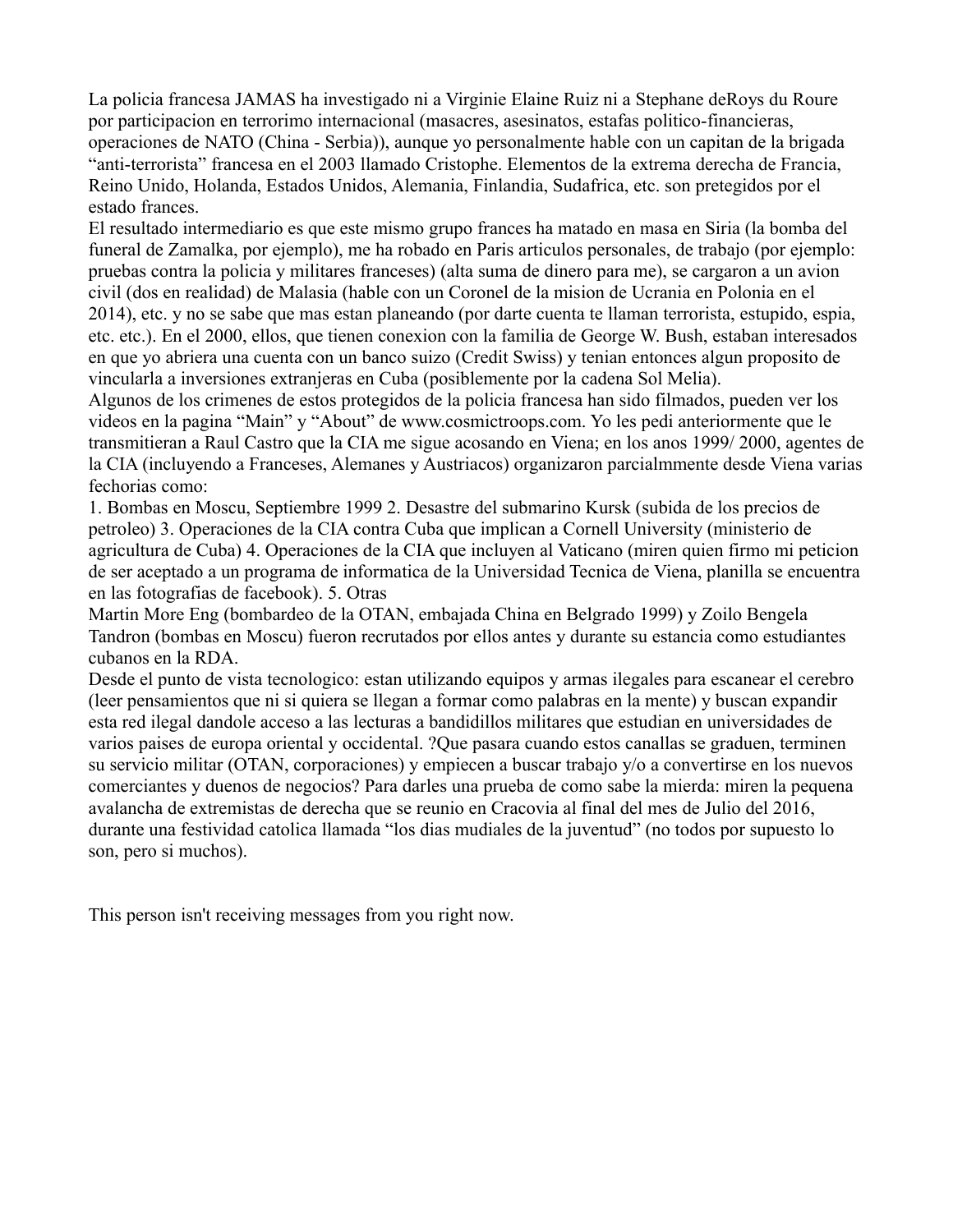La policia francesa JAMAS ha investigado ni a Virginie Elaine Ruiz ni a Stephane deRoys du Roure por participacion en terrorimo internacional (masacres, asesinatos, estafas politico-financieras, operaciones de NATO (China - Serbia)), aunque yo personalmente hable con un capitan de la brigada "anti-terrorista" francesa en el 2003 llamado Cristophe. Elementos de la extrema derecha de Francia, Reino Unido, Holanda, Estados Unidos, Alemania, Finlandia, Sudafrica, etc. son pretegidos por el estado frances.
El resultado intermediario es que este mismo grupo frances ha matado en masa en Siria (la bomba del funeral de Zamalka, por ejemplo), me ha robado en Paris articulos personales, de trabajo (por ejemplo: pruebas contra la policia y militares franceses) (alta suma de dinero para me), se cargaron a un avion civil (dos en realidad) de Malasia (hable con un Coronel de la mision de Ucrania en Polonia en el 2014), etc. y no se sabe que mas estan planeando (por darte cuenta te llaman terrorista, estupido, espia, etc. etc.). En el 2000, ellos, que tienen conexion con la familia de George W. Bush, estaban interesados en que yo abriera una cuenta con un banco suizo (Credit Swiss) y tenian entonces algun proposito de vincularla a inversiones extranjeras en Cuba (posiblemente por la cadena Sol Melia).
Algunos de los crimenes de estos protegidos de la policia francesa han sido filmados, pueden ver los videos en la pagina "Main" y "About" de www.cosmictroops.com. Yo les pedi anteriormente que le transmitieran a Raul Castro que la CIA me sigue acosando en Viena; en los anos 1999/ 2000, agentes de la CIA (incluyendo a Franceses, Alemanes y Austriacos) organizaron parcialmmente desde Viena varias fechorias como:
1. Bombas en Moscu, Septiembre 1999 2. Desastre del submarino Kursk (subida de los precios de petroleo) 3. Operaciones de la CIA contra Cuba que implican a Cornell University (ministerio de agricultura de Cuba) 4. Operaciones de la CIA que incluyen al Vaticano (miren quien firmo mi peticion de ser aceptado a un programa de informatica de la Universidad Tecnica de Viena, planilla se encuentra en las fotografias de facebook). 5. Otras
Martin More Eng (bombardeo de la OTAN, embajada China en Belgrado 1999) y Zoilo Bengela Tandron (bombas en Moscu) fueron recrutados por ellos antes y durante su estancia como estudiantes cubanos en la RDA.
Desde el punto de vista tecnologico: estan utilizando equipos y armas ilegales para escanear el cerebro (leer pensamientos que ni si quiera se llegan a formar como palabras en la mente) y buscan expandir esta red ilegal dandole acceso a las lecturas a bandidillos militares que estudian en universidades de varios paises de europa oriental y occidental. ?Que pasara cuando estos canallas se graduen, terminen su servicio militar (OTAN, corporaciones) y empiecen a buscar trabajo y/o a convertirse en los nuevos comerciantes y duenos de negocios? Para darles una prueba de como sabe la mierda: miren la pequena avalancha de extremistas de derecha que se reunio en Cracovia al final del mes de Julio del 2016, durante una festividad catolica llamada "los dias mudiales de la juventud" (no todos por supuesto lo son, pero si muchos).

This person isn't receiving messages from you right now.